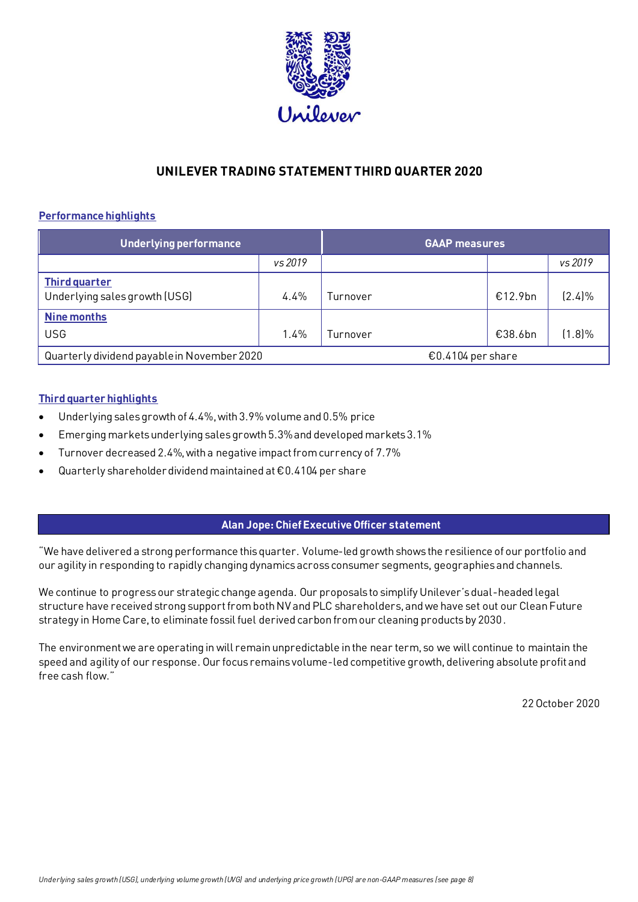# UNILEVER TRADING STATEMENT THIRD QUARTER 2020

## Performance highlights

| Underlying performance | | GAAP measures | | |
|---|---|---|---|---|
| | *vs 2019* | | | *vs 2019* |
| **Third quarter**<br>Underlying sales growth (USG) | 4.4% | Turnover | €12.9bn | (2.4)% |
| **Nine months**<br>USG | 1.4% | Turnover | €38.6bn | (1.8)% |
| Quarterly dividend payable in November 2020 | | €0.4104 per share | | |

## Third quarter highlights

- Underlying sales growth of 4.4%, with 3.9% volume and 0.5% price
- Emerging markets underlying sales growth 5.3% and developed markets 3.1%
- Turnover decreased 2.4%, with a negative impact from currency of 7.7%
- Quarterly shareholder dividend maintained at €0.4104 per share

## Alan Jope: Chief Executive Officer statement

"We have delivered a strong performance this quarter. Volume-led growth shows the resilience of our portfolio and our agility in responding to rapidly changing dynamics across consumer segments, geographies and channels.

We continue to progress our strategic change agenda. Our proposals to simplify Unilever's dual-headed legal structure have received strong support from both NV and PLC shareholders, and we have set out our Clean Future strategy in Home Care, to eliminate fossil fuel derived carbon from our cleaning products by 2030.

The environment we are operating in will remain unpredictable in the near term, so we will continue to maintain the speed and agility of our response. Our focus remains volume-led competitive growth, delivering absolute profit and free cash flow."

22 October 2020

*Underlying sales growth (USG), underlying volume growth (UVG) and underlying price growth (UPG) are non-GAAP measures (see page 8)*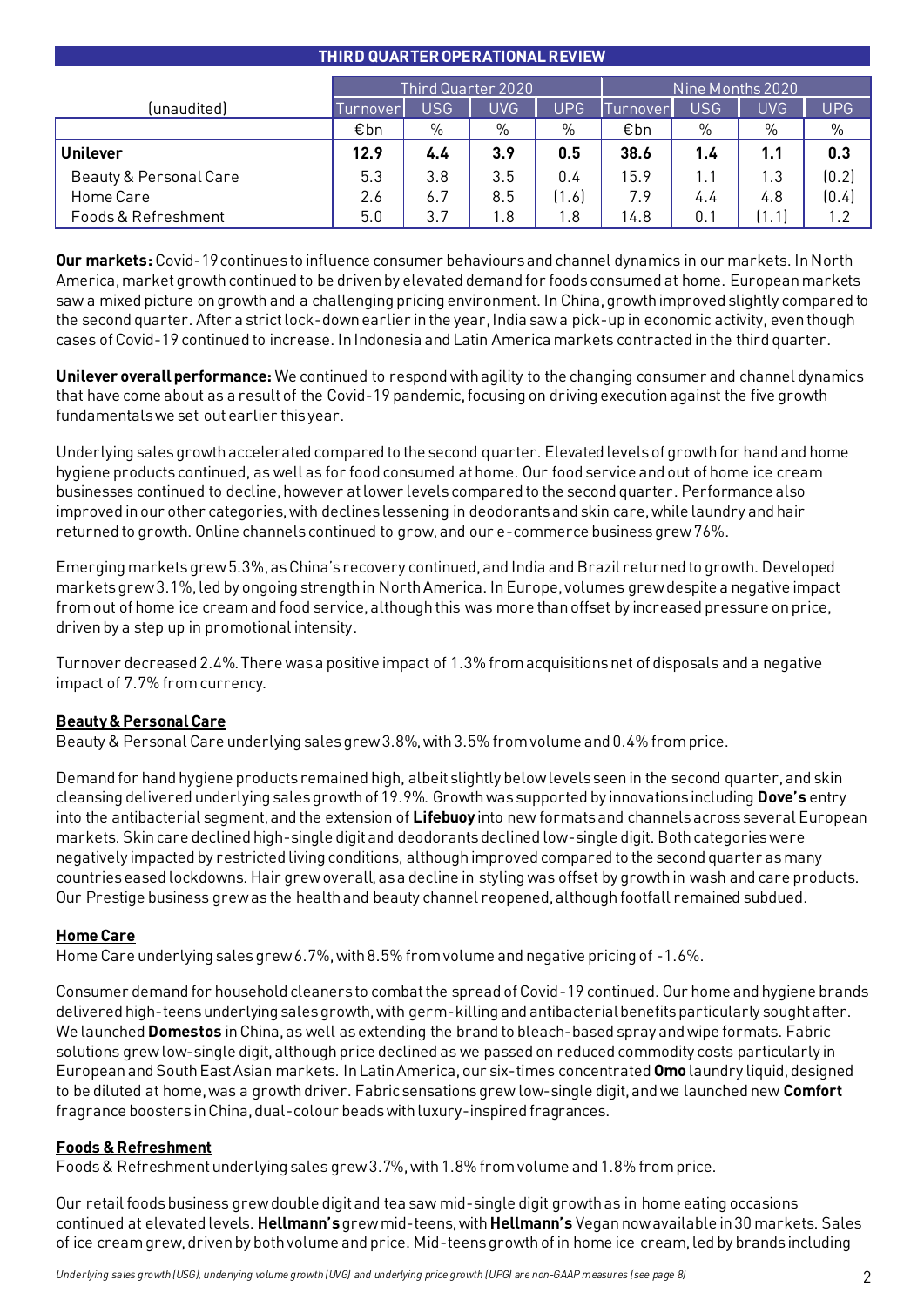## THIRD QUARTER OPERATIONAL REVIEW

| (unaudited) | Third Quarter 2020 | | | | Nine Months 2020 | | | |
|---|---|---|---|---|---|---|---|---|
| | Turnover | USG | UVG | UPG | Turnover | USG | UVG | UPG |
| | €bn | % | % | % | €bn | % | % | % |
| **Unilever** | **12.9** | **4.4** | **3.9** | **0.5** | **38.6** | **1.4** | **1.1** | **0.3** |
| Beauty & Personal Care | 5.3 | 3.8 | 3.5 | 0.4 | 15.9 | 1.1 | 1.3 | (0.2) |
| Home Care | 2.6 | 6.7 | 8.5 | (1.6) | 7.9 | 4.4 | 4.8 | (0.4) |
| Foods & Refreshment | 5.0 | 3.7 | 1.8 | 1.8 | 14.8 | 0.1 | (1.1) | 1.2 |

**Our markets:** Covid-19 continues to influence consumer behaviours and channel dynamics in our markets. In North America, market growth continued to be driven by elevated demand for foods consumed at home. European markets saw a mixed picture on growth and a challenging pricing environment. In China, growth improved slightly compared to the second quarter. After a strict lock-down earlier in the year, India saw a pick-up in economic activity, even though cases of Covid-19 continued to increase. In Indonesia and Latin America markets contracted in the third quarter.

**Unilever overall performance:** We continued to respond with agility to the changing consumer and channel dynamics that have come about as a result of the Covid-19 pandemic, focusing on driving execution against the five growth fundamentals we set out earlier this year.

Underlying sales growth accelerated compared to the second quarter. Elevated levels of growth for hand and home hygiene products continued, as well as for food consumed at home. Our food service and out of home ice cream businesses continued to decline, however at lower levels compared to the second quarter. Performance also improved in our other categories, with declines lessening in deodorants and skin care, while laundry and hair returned to growth. Online channels continued to grow, and our e-commerce business grew 76%.

Emerging markets grew 5.3%, as China's recovery continued, and India and Brazil returned to growth. Developed markets grew 3.1%, led by ongoing strength in North America. In Europe, volumes grew despite a negative impact from out of home ice cream and food service, although this was more than offset by increased pressure on price, driven by a step up in promotional intensity.

Turnover decreased 2.4%. There was a positive impact of 1.3% from acquisitions net of disposals and a negative impact of 7.7% from currency.

### Beauty & Personal Care

Beauty & Personal Care underlying sales grew 3.8%, with 3.5% from volume and 0.4% from price.

Demand for hand hygiene products remained high, albeit slightly below levels seen in the second quarter, and skin cleansing delivered underlying sales growth of 19.9%. Growth was supported by innovations including **Dove's** entry into the antibacterial segment, and the extension of **Lifebuoy** into new formats and channels across several European markets. Skin care declined high-single digit and deodorants declined low-single digit. Both categories were negatively impacted by restricted living conditions, although improved compared to the second quarter as many countries eased lockdowns. Hair grew overall, as a decline in styling was offset by growth in wash and care products. Our Prestige business grew as the health and beauty channel reopened, although footfall remained subdued.

### Home Care

Home Care underlying sales grew 6.7%, with 8.5% from volume and negative pricing of -1.6%.

Consumer demand for household cleaners to combat the spread of Covid-19 continued. Our home and hygiene brands delivered high-teens underlying sales growth, with germ-killing and antibacterial benefits particularly sought after. We launched **Domestos** in China, as well as extending the brand to bleach-based spray and wipe formats. Fabric solutions grew low-single digit, although price declined as we passed on reduced commodity costs particularly in European and South East Asian markets. In Latin America, our six-times concentrated **Omo** laundry liquid, designed to be diluted at home, was a growth driver. Fabric sensations grew low-single digit, and we launched new **Comfort** fragrance boosters in China, dual-colour beads with luxury-inspired fragrances.

### Foods & Refreshment

Foods & Refreshment underlying sales grew 3.7%, with 1.8% from volume and 1.8% from price.

Our retail foods business grew double digit and tea saw mid-single digit growth as in home eating occasions continued at elevated levels. **Hellmann's** grew mid-teens, with **Hellmann's** Vegan now available in 30 markets. Sales of ice cream grew, driven by both volume and price. Mid-teens growth of in home ice cream, led by brands including

*Underlying sales growth (USG), underlying volume growth (UVG) and underlying price growth (UPG) are non-GAAP measures (see page 8)*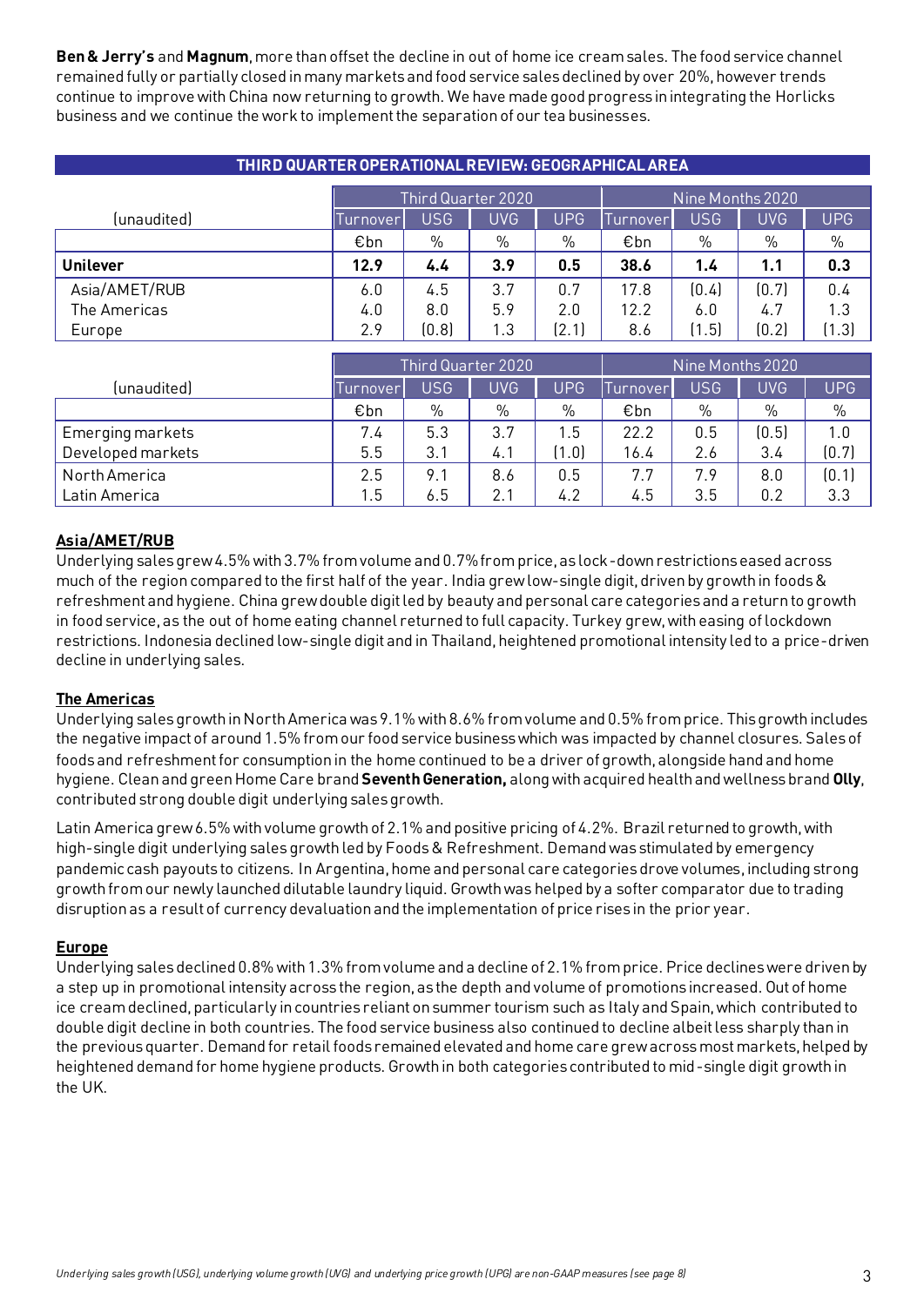**Ben & Jerry's** and **Magnum**, more than offset the decline in out of home ice cream sales. The food service channel remained fully or partially closed in many markets and food service sales declined by over 20%, however trends continue to improve with China now returning to growth. We have made good progress in integrating the Horlicks business and we continue the work to implement the separation of our tea businesses.

## THIRD QUARTER OPERATIONAL REVIEW: GEOGRAPHICAL AREA

| (unaudited) | Third Quarter 2020 | | | | Nine Months 2020 | | | |
|---|---|---|---|---|---|---|---|---|
| | Turnover | USG | UVG | UPG | Turnover | USG | UVG | UPG |
| | €bn | % | % | % | €bn | % | % | % |
| **Unilever** | **12.9** | **4.4** | **3.9** | **0.5** | **38.6** | **1.4** | **1.1** | **0.3** |
| Asia/AMET/RUB | 6.0 | 4.5 | 3.7 | 0.7 | 17.8 | (0.4) | (0.7) | 0.4 |
| The Americas | 4.0 | 8.0 | 5.9 | 2.0 | 12.2 | 6.0 | 4.7 | 1.3 |
| Europe | 2.9 | (0.8) | 1.3 | (2.1) | 8.6 | (1.5) | (0.2) | (1.3) |

| (unaudited) | Third Quarter 2020 | | | | Nine Months 2020 | | | |
|---|---|---|---|---|---|---|---|---|
| | Turnover | USG | UVG | UPG | Turnover | USG | UVG | UPG |
| | €bn | % | % | % | €bn | % | % | % |
| Emerging markets | 7.4 | 5.3 | 3.7 | 1.5 | 22.2 | 0.5 | (0.5) | 1.0 |
| Developed markets | 5.5 | 3.1 | 4.1 | (1.0) | 16.4 | 2.6 | 3.4 | (0.7) |
| North America | 2.5 | 9.1 | 8.6 | 0.5 | 7.7 | 7.9 | 8.0 | (0.1) |
| Latin America | 1.5 | 6.5 | 2.1 | 4.2 | 4.5 | 3.5 | 0.2 | 3.3 |

### Asia/AMET/RUB

Underlying sales grew 4.5% with 3.7% from volume and 0.7% from price, as lock-down restrictions eased across much of the region compared to the first half of the year. India grew low-single digit, driven by growth in foods & refreshment and hygiene. China grew double digit led by beauty and personal care categories and a return to growth in food service, as the out of home eating channel returned to full capacity. Turkey grew, with easing of lockdown restrictions. Indonesia declined low-single digit and in Thailand, heightened promotional intensity led to a price-driven decline in underlying sales.

### The Americas

Underlying sales growth in North America was 9.1% with 8.6% from volume and 0.5% from price. This growth includes the negative impact of around 1.5% from our food service business which was impacted by channel closures. Sales of foods and refreshment for consumption in the home continued to be a driver of growth, alongside hand and home hygiene. Clean and green Home Care brand **Seventh Generation,** along with acquired health and wellness brand **Olly**, contributed strong double digit underlying sales growth.

Latin America grew 6.5% with volume growth of 2.1% and positive pricing of 4.2%. Brazil returned to growth, with high-single digit underlying sales growth led by Foods & Refreshment. Demand was stimulated by emergency pandemic cash payouts to citizens. In Argentina, home and personal care categories drove volumes, including strong growth from our newly launched dilutable laundry liquid. Growth was helped by a softer comparator due to trading disruption as a result of currency devaluation and the implementation of price rises in the prior year.

### Europe

Underlying sales declined 0.8% with 1.3% from volume and a decline of 2.1% from price. Price declines were driven by a step up in promotional intensity across the region, as the depth and volume of promotions increased. Out of home ice cream declined, particularly in countries reliant on summer tourism such as Italy and Spain, which contributed to double digit decline in both countries. The food service business also continued to decline albeit less sharply than in the previous quarter. Demand for retail foods remained elevated and home care grew across most markets, helped by heightened demand for home hygiene products. Growth in both categories contributed to mid-single digit growth in the UK.

*Underlying sales growth (USG), underlying volume growth (UVG) and underlying price growth (UPG) are non-GAAP measures (see page 8)*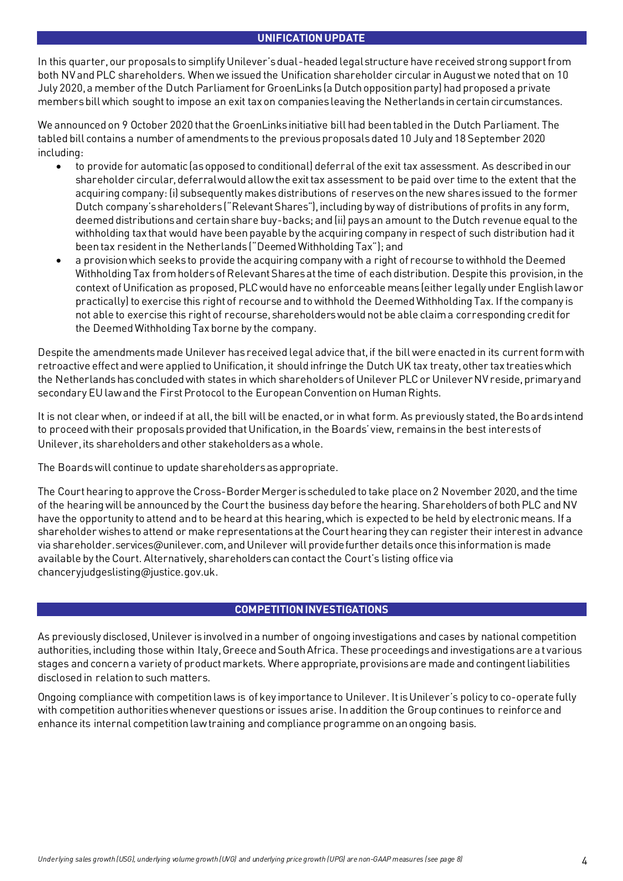## UNIFICATION UPDATE

In this quarter, our proposals to simplify Unilever's dual-headed legal structure have received strong support from both NV and PLC shareholders. When we issued the Unification shareholder circular in August we noted that on 10 July 2020, a member of the Dutch Parliament for GroenLinks (a Dutch opposition party) had proposed a private members bill which sought to impose an exit tax on companies leaving the Netherlands in certain circumstances.

We announced on 9 October 2020 that the GroenLinks initiative bill had been tabled in the Dutch Parliament. The tabled bill contains a number of amendments to the previous proposals dated 10 July and 18 September 2020 including:

- to provide for automatic (as opposed to conditional) deferral of the exit tax assessment. As described in our shareholder circular, deferral would allow the exit tax assessment to be paid over time to the extent that the acquiring company: (i) subsequently makes distributions of reserves on the new shares issued to the former Dutch company's shareholders ("Relevant Shares"), including by way of distributions of profits in any form, deemed distributions and certain share buy-backs; and (ii) pays an amount to the Dutch revenue equal to the withholding tax that would have been payable by the acquiring company in respect of such distribution had it been tax resident in the Netherlands ("Deemed Withholding Tax"); and
- a provision which seeks to provide the acquiring company with a right of recourse to withhold the Deemed Withholding Tax from holders of Relevant Shares at the time of each distribution. Despite this provision, in the context of Unification as proposed, PLC would have no enforceable means (either legally under English law or practically) to exercise this right of recourse and to withhold the Deemed Withholding Tax. If the company is not able to exercise this right of recourse, shareholders would not be able claim a corresponding credit for the Deemed Withholding Tax borne by the company.

Despite the amendments made Unilever has received legal advice that, if the bill were enacted in its current form with retroactive effect and were applied to Unification, it should infringe the Dutch UK tax treaty, other tax treaties which the Netherlands has concluded with states in which shareholders of Unilever PLC or Unilever NV reside, primary and secondary EU law and the First Protocol to the European Convention on Human Rights.

It is not clear when, or indeed if at all, the bill will be enacted, or in what form. As previously stated, the Boards intend to proceed with their proposals provided that Unification, in the Boards' view, remains in the best interests of Unilever, its shareholders and other stakeholders as a whole.

The Boards will continue to update shareholders as appropriate.

The Court hearing to approve the Cross-Border Merger is scheduled to take place on 2 November 2020, and the time of the hearing will be announced by the Court the business day before the hearing. Shareholders of both PLC and NV have the opportunity to attend and to be heard at this hearing, which is expected to be held by electronic means. If a shareholder wishes to attend or make representations at the Court hearing they can register their interest in advance via shareholder.services@unilever.com, and Unilever will provide further details once this information is made available by the Court. Alternatively, shareholders can contact the Court's listing office via chanceryjudgeslisting@justice.gov.uk.

## COMPETITION INVESTIGATIONS

As previously disclosed, Unilever is involved in a number of ongoing investigations and cases by national competition authorities, including those within Italy, Greece and South Africa. These proceedings and investigations are at various stages and concern a variety of product markets. Where appropriate, provisions are made and contingent liabilities disclosed in relation to such matters.

Ongoing compliance with competition laws is of key importance to Unilever. It is Unilever's policy to co-operate fully with competition authorities whenever questions or issues arise. In addition the Group continues to reinforce and enhance its internal competition law training and compliance programme on an ongoing basis.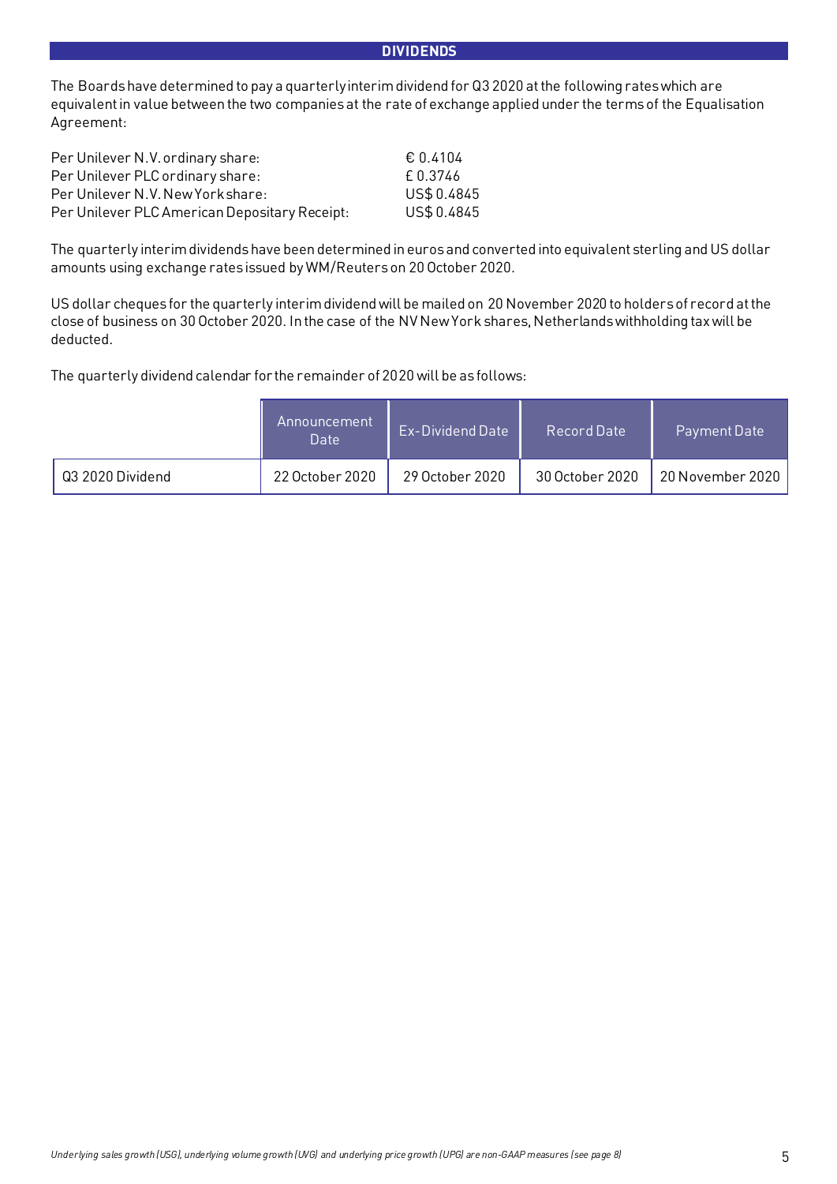## DIVIDENDS

The Boards have determined to pay a quarterly interim dividend for Q3 2020 at the following rates which are equivalent in value between the two companies at the rate of exchange applied under the terms of the Equalisation Agreement:

| | |
|---|---|
| Per Unilever N.V. ordinary share: | € 0.4104 |
| Per Unilever PLC ordinary share: | £ 0.3746 |
| Per Unilever N.V. New York share: | US$ 0.4845 |
| Per Unilever PLC American Depositary Receipt: | US$ 0.4845 |

The quarterly interim dividends have been determined in euros and converted into equivalent sterling and US dollar amounts using exchange rates issued by WM/Reuters on 20 October 2020.

US dollar cheques for the quarterly interim dividend will be mailed on 20 November 2020 to holders of record at the close of business on 30 October 2020. In the case of the NV New York shares, Netherlands withholding tax will be deducted.

The quarterly dividend calendar for the remainder of 2020 will be as follows:

| | Announcement Date | Ex-Dividend Date | Record Date | Payment Date |
|---|---|---|---|---|
| Q3 2020 Dividend | 22 October 2020 | 29 October 2020 | 30 October 2020 | 20 November 2020 |

*Underlying sales growth (USG), underlying volume growth (UVG) and underlying price growth (UPG) are non-GAAP measures (see page 8)*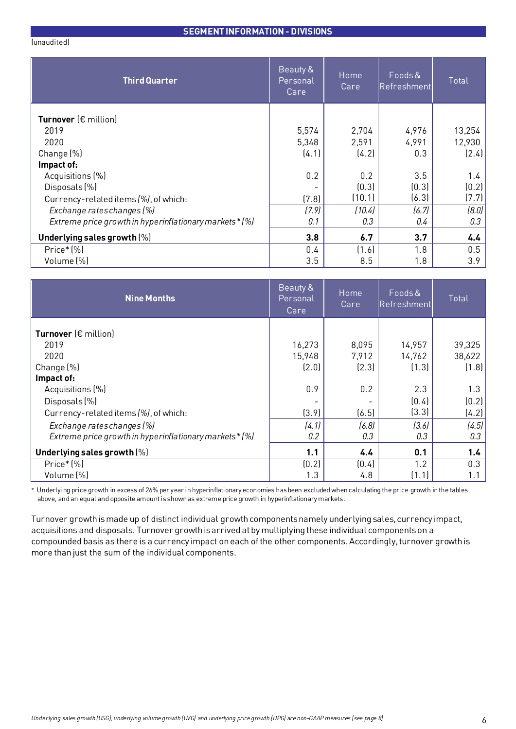## SEGMENT INFORMATION - DIVISIONS

(unaudited)

| Third Quarter | Beauty & Personal Care | Home Care | Foods & Refreshment | Total |
|---|---|---|---|---|
| **Turnover** (€ million) | | | | |
| 2019 | 5,574 | 2,704 | 4,976 | 13,254 |
| 2020 | 5,348 | 2,591 | 4,991 | 12,930 |
| Change (%) | (4.1) | (4.2) | 0.3 | (2.4) |
| **Impact of:** | | | | |
| Acquisitions (%) | 0.2 | 0.2 | 3.5 | 1.4 |
| Disposals (%) | - | (0.3) | (0.3) | (0.2) |
| Currency-related items *(%)*, of which: | (7.8) | (10.1) | (6.3) | (7.7) |
| *Exchange rates changes (%)* | *(7.9)* | *(10.4)* | *(6.7)* | *(8.0)* |
| *Extreme price growth in hyperinflationary markets* (%)* | *0.1* | *0.3* | *0.4* | *0.3* |
| **Underlying sales growth** (%) | **3.8** | **6.7** | **3.7** | **4.4** |
| Price* (%) | 0.4 | (1.6) | 1.8 | 0.5 |
| Volume (%) | 3.5 | 8.5 | 1.8 | 3.9 |

| Nine Months | Beauty & Personal Care | Home Care | Foods & Refreshment | Total |
|---|---|---|---|---|
| **Turnover** (€ million) | | | | |
| 2019 | 16,273 | 8,095 | 14,957 | 39,325 |
| 2020 | 15,948 | 7,912 | 14,762 | 38,622 |
| Change (%) | (2.0) | (2.3) | (1.3) | (1.8) |
| **Impact of:** | | | | |
| Acquisitions (%) | 0.9 | 0.2 | 2.3 | 1.3 |
| Disposals (%) | - | - | (0.4) | (0.2) |
| Currency-related items *(%)*, of which: | (3.9) | (6.5) | (3.3) | (4.2) |
| *Exchange rates changes (%)* | *(4.1)* | *(6.8)* | *(3.6)* | *(4.5)* |
| *Extreme price growth in hyperinflationary markets* (%)* | *0.2* | *0.3* | *0.3* | *0.3* |
| **Underlying sales growth** (%) | **1.1** | **4.4** | **0.1** | **1.4** |
| Price* (%) | (0.2) | (0.4) | 1.2 | 0.3 |
| Volume (%) | 1.3 | 4.8 | (1.1) | 1.1 |

\* Underlying price growth in excess of 26% per year in hyperinflationary economies has been excluded when calculating the price growth in the tables above, and an equal and opposite amount is shown as extreme price growth in hyperinflationary markets.

Turnover growth is made up of distinct individual growth components namely underlying sales, currency impact, acquisitions and disposals. Turnover growth is arrived at by multiplying these individual components on a compounded basis as there is a currency impact on each of the other components. Accordingly, turnover growth is more than just the sum of the individual components.

*Underlying sales growth (USG), underlying volume growth (UVG) and underlying price growth (UPG) are non-GAAP measures (see page 8)*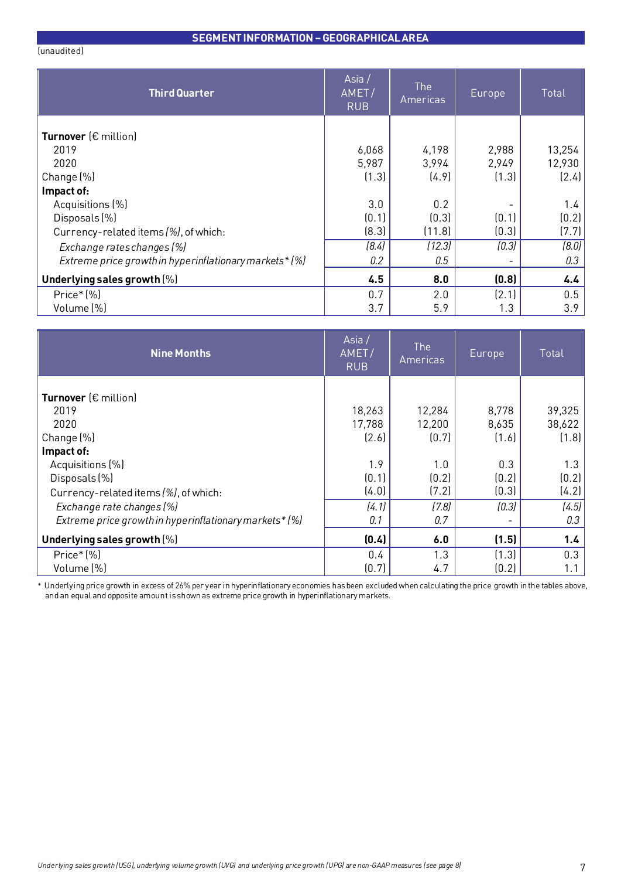## SEGMENT INFORMATION – GEOGRAPHICAL AREA

(unaudited)

| Third Quarter | Asia / AMET / RUB | The Americas | Europe | Total |
|---|---|---|---|---|
| **Turnover** (€ million) | | | | |
| 2019 | 6,068 | 4,198 | 2,988 | 13,254 |
| 2020 | 5,987 | 3,994 | 2,949 | 12,930 |
| Change (%) | (1.3) | (4.9) | (1.3) | (2.4) |
| **Impact of:** | | | | |
| Acquisitions (%) | 3.0 | 0.2 | - | 1.4 |
| Disposals (%) | (0.1) | (0.3) | (0.1) | (0.2) |
| Currency-related items *(%)*, of which: | (8.3) | (11.8) | (0.3) | (7.7) |
| *Exchange rates changes (%)* | *(8.4)* | *(12.3)* | *(0.3)* | *(8.0)* |
| *Extreme price growth in hyperinflationary markets* (%)* | *0.2* | *0.5* | - | *0.3* |
| **Underlying sales growth** (%) | **4.5** | **8.0** | **(0.8)** | **4.4** |
| Price* (%) | 0.7 | 2.0 | (2.1) | 0.5 |
| Volume (%) | 3.7 | 5.9 | 1.3 | 3.9 |

| Nine Months | Asia / AMET / RUB | The Americas | Europe | Total |
|---|---|---|---|---|
| **Turnover** (€ million) | | | | |
| 2019 | 18,263 | 12,284 | 8,778 | 39,325 |
| 2020 | 17,788 | 12,200 | 8,635 | 38,622 |
| Change (%) | (2.6) | (0.7) | (1.6) | (1.8) |
| **Impact of:** | | | | |
| Acquisitions (%) | 1.9 | 1.0 | 0.3 | 1.3 |
| Disposals (%) | (0.1) | (0.2) | (0.2) | (0.2) |
| Currency-related items *(%)*, of which: | (4.0) | (7.2) | (0.3) | (4.2) |
| *Exchange rate changes (%)* | *(4.1)* | *(7.8)* | *(0.3)* | *(4.5)* |
| *Extreme price growth in hyperinflationary markets* (%)* | *0.1* | *0.7* | - | *0.3* |
| **Underlying sales growth** (%) | **(0.4)** | **6.0** | **(1.5)** | **1.4** |
| Price* (%) | 0.4 | 1.3 | (1.3) | 0.3 |
| Volume (%) | (0.7) | 4.7 | (0.2) | 1.1 |

\* Underlying price growth in excess of 26% per year in hyperinflationary economies has been excluded when calculating the price growth in the tables above, and an equal and opposite amount is shown as extreme price growth in hyperinflationary markets.

*Underlying sales growth (USG), underlying volume growth (UVG) and underlying price growth (UPG) are non-GAAP measures (see page 8)*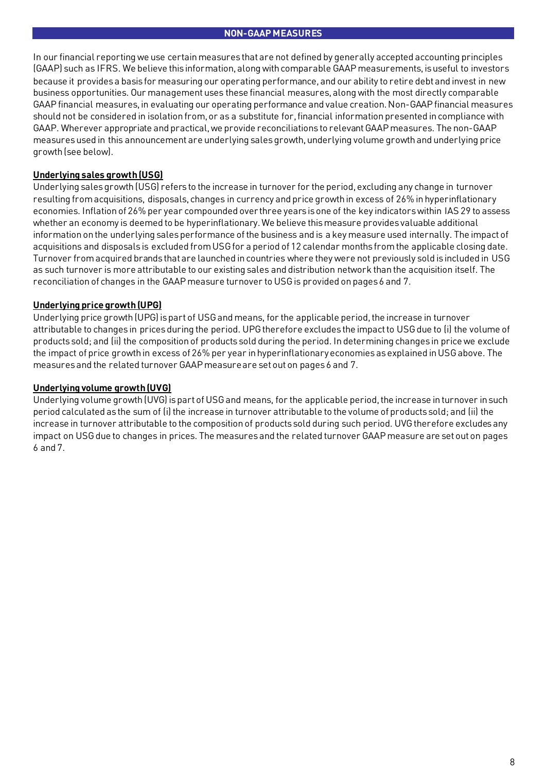## NON-GAAP MEASURES

In our financial reporting we use certain measures that are not defined by generally accepted accounting principles (GAAP) such as IFRS. We believe this information, along with comparable GAAP measurements, is useful to investors because it provides a basis for measuring our operating performance, and our ability to retire debt and invest in new business opportunities. Our management uses these financial measures, along with the most directly comparable GAAP financial measures, in evaluating our operating performance and value creation. Non-GAAP financial measures should not be considered in isolation from, or as a substitute for, financial information presented in compliance with GAAP. Wherever appropriate and practical, we provide reconciliations to relevant GAAP measures. The non-GAAP measures used in this announcement are underlying sales growth, underlying volume growth and underlying price growth (see below).

### Underlying sales growth (USG)

Underlying sales growth (USG) refers to the increase in turnover for the period, excluding any change in turnover resulting from acquisitions, disposals, changes in currency and price growth in excess of 26% in hyperinflationary economies. Inflation of 26% per year compounded over three years is one of the key indicators within IAS 29 to assess whether an economy is deemed to be hyperinflationary. We believe this measure provides valuable additional information on the underlying sales performance of the business and is a key measure used internally. The impact of acquisitions and disposals is excluded from USG for a period of 12 calendar months from the applicable closing date. Turnover from acquired brands that are launched in countries where they were not previously sold is included in USG as such turnover is more attributable to our existing sales and distribution network than the acquisition itself. The reconciliation of changes in the GAAP measure turnover to USG is provided on pages 6 and 7.

### Underlying price growth (UPG)

Underlying price growth (UPG) is part of USG and means, for the applicable period, the increase in turnover attributable to changes in prices during the period. UPG therefore excludes the impact to USG due to (i) the volume of products sold; and (ii) the composition of products sold during the period. In determining changes in price we exclude the impact of price growth in excess of 26% per year in hyperinflationary economies as explained in USG above. The measures and the related turnover GAAP measure are set out on pages 6 and 7.

### Underlying volume growth (UVG)

Underlying volume growth (UVG) is part of USG and means, for the applicable period, the increase in turnover in such period calculated as the sum of (i) the increase in turnover attributable to the volume of products sold; and (ii) the increase in turnover attributable to the composition of products sold during such period. UVG therefore excludes any impact on USG due to changes in prices. The measures and the related turnover GAAP measure are set out on pages 6 and 7.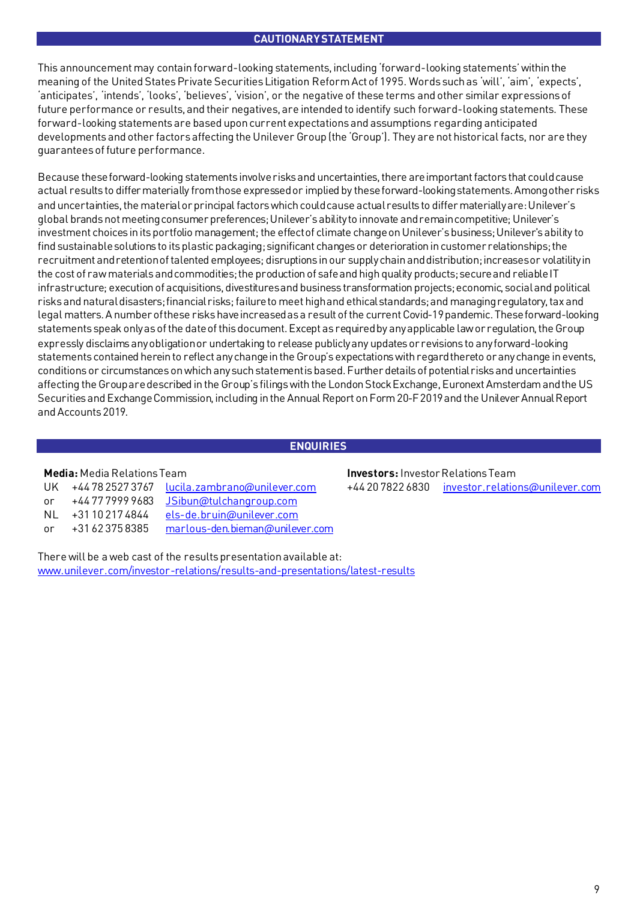## CAUTIONARY STATEMENT

This announcement may contain forward-looking statements, including 'forward-looking statements' within the meaning of the United States Private Securities Litigation Reform Act of 1995. Words such as 'will', 'aim', 'expects', 'anticipates', 'intends', 'looks', 'believes', 'vision', or the negative of these terms and other similar expressions of future performance or results, and their negatives, are intended to identify such forward-looking statements. These forward-looking statements are based upon current expectations and assumptions regarding anticipated developments and other factors affecting the Unilever Group (the 'Group'). They are not historical facts, nor are they guarantees of future performance.

Because these forward-looking statements involve risks and uncertainties, there are important factors that could cause actual results to differ materially from those expressed or implied by these forward-looking statements. Among other risks and uncertainties, the material or principal factors which could cause actual results to differ materially are: Unilever's global brands not meeting consumer preferences; Unilever's ability to innovate and remain competitive; Unilever's investment choices in its portfolio management; the effect of climate change on Unilever's business; Unilever's ability to find sustainable solutions to its plastic packaging; significant changes or deterioration in customer relationships; the recruitment and retention of talented employees; disruptions in our supply chain and distribution; increases or volatility in the cost of raw materials and commodities; the production of safe and high quality products; secure and reliable IT infrastructure; execution of acquisitions, divestitures and business transformation projects; economic, social and political risks and natural disasters; financial risks; failure to meet high and ethical standards; and managing regulatory, tax and legal matters. A number of these risks have increased as a result of the current Covid-19 pandemic. These forward-looking statements speak only as of the date of this document. Except as required by any applicable law or regulation, the Group expressly disclaims any obligation or undertaking to release publicly any updates or revisions to any forward-looking statements contained herein to reflect any change in the Group's expectations with regard thereto or any change in events, conditions or circumstances on which any such statement is based. Further details of potential risks and uncertainties affecting the Group are described in the Group's filings with the London Stock Exchange, Euronext Amsterdam and the US Securities and Exchange Commission, including in the Annual Report on Form 20-F 2019 and the Unilever Annual Report and Accounts 2019.

## ENQUIRIES

**Media:** Media Relations Team

| | | |
|---|---|---|
| UK | +44 78 2527 3767 | lucila.zambrano@unilever.com |
| or | +44 77 7999 9683 | JSibun@tulchangroup.com |
| NL | +31 10 217 4844 | els-de.bruin@unilever.com |
| or | +31 62 375 8385 | marlous-den.bieman@unilever.com |

**Investors:** Investor Relations Team

+44 20 7822 6830 investor.relations@unilever.com

There will be a web cast of the results presentation available at:
www.unilever.com/investor-relations/results-and-presentations/latest-results